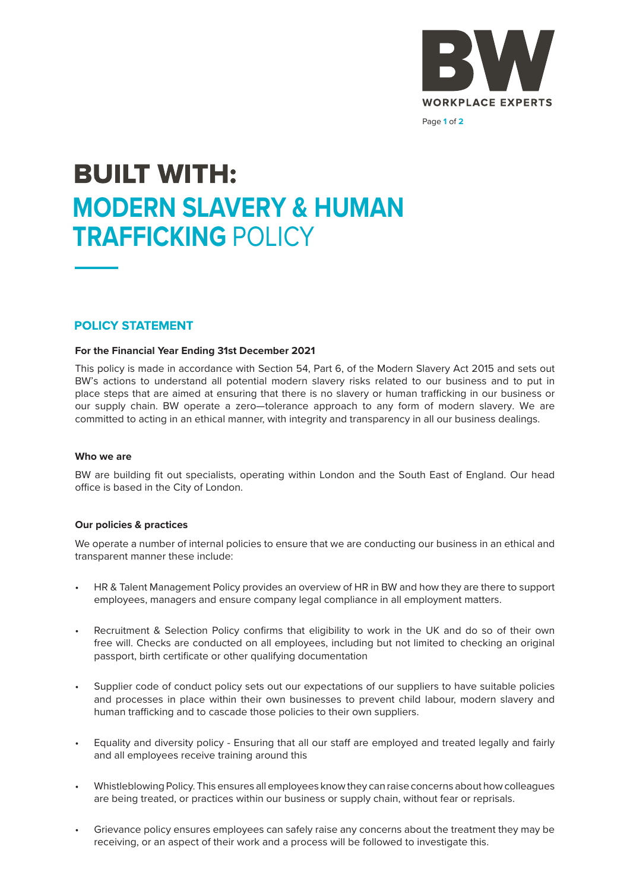# BUILT WITH: MODERN SLAVERY & HUMAN TRAFFICKING POLICY

## POLICY STATEMENT

**For the Financial Year Ending 31st December 2021**

This policy is made in accordance with Section 54, Part 6, of the Modern Slavery Act 2015 and sets out BW's actions to understand all potential modern slavery risks related to our business and to put in place steps that are aimed at ensuring that there is no slavery or human trafficking in our business or our supply chain. BW operate a zero—tolerance approach to any form of modern slavery. We are committed to acting in an ethical manner, with integrity and transparency in all our business dealings.

**Who we are**

BW are building fit out specialists, operating within London and the South East of England. Our head office is based in the City of London.

**Our policies & practices**

We operate a number of internal policies to ensure that we are conducting our business in an ethical and transparent manner these include:

- HR & Talent Management Policy provides an overview of HR in BW and how they are there to support employees, managers and ensure company legal compliance in all employment matters.
- Recruitment & Selection Policy confirms that eligibility to work in the UK and do so of their own free will. Checks are conducted on all employees, including but not limited to checking an original passport, birth certificate or other qualifying documentation
- Supplier code of conduct policy sets out our expectations of our suppliers to have suitable policies and processes in place within their own businesses to prevent child labour, modern slavery and human trafficking and to cascade those policies to their own suppliers.
- Equality and diversity policy - Ensuring that all our staff are employed and treated legally and fairly and all employees receive training around this
- Whistleblowing Policy. This ensures all employees know they can raise concerns about how colleagues are being treated, or practices within our business or supply chain, without fear or reprisals.
- Grievance policy ensures employees can safely raise any concerns about the treatment they may be receiving, or an aspect of their work and a process will be followed to investigate this.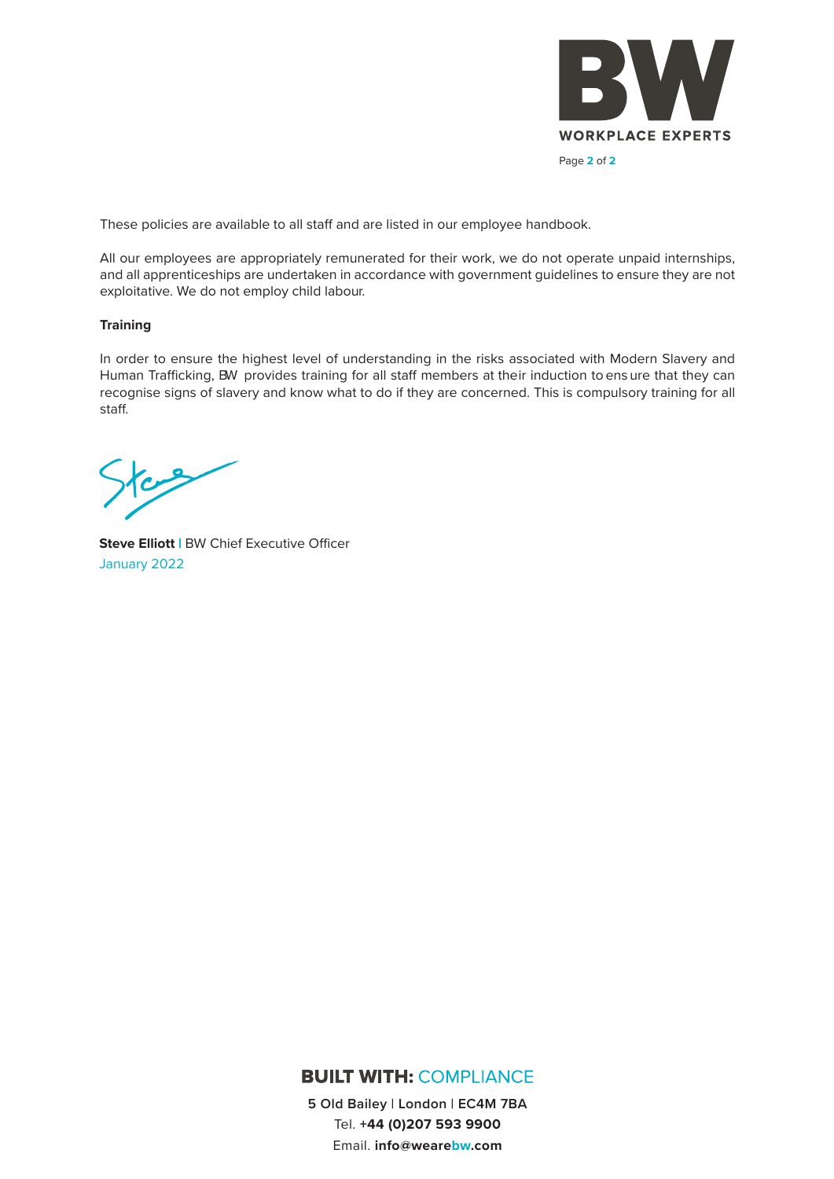These policies are available to all staff and are listed in our employee handbook.

All our employees are appropriately remunerated for their work, we do not operate unpaid internships, and all apprenticeships are undertaken in accordance with government guidelines to ensure they are not exploitative. We do not employ child labour.

**Training**

In order to ensure the highest level of understanding in the risks associated with Modern Slavery and Human Trafficking, BW provides training for all staff members at their induction to ensure that they can recognise signs of slavery and know what to do if they are concerned. This is compulsory training for all staff.

**Steve Elliott** | BW Chief Executive Officer
January 2022

**BUILT WITH:** COMPLIANCE

5 Old Bailey | London | EC4M 7BA
Tel. **+44 (0)207 593 9900**
Email. **info@wearebw.com**